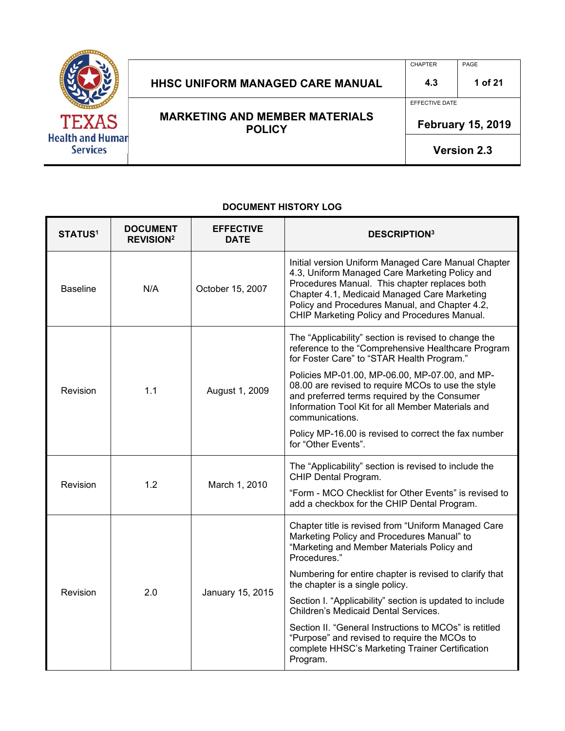| HHSC UNIFORM MANAGED CARE MANUAL | CHAPTER 4.3 | PAGE 1 of 21 |
|---|---|---|
| MARKETING AND MEMBER MATERIALS POLICY | EFFECTIVE DATE February 15, 2019 | |
| | Version 2.3 | |

## DOCUMENT HISTORY LOG

| STATUS[1] | DOCUMENT REVISION[2] | EFFECTIVE DATE | DESCRIPTION[3] |
|---|---|---|---|
| Baseline | N/A | October 15, 2007 | Initial version Uniform Managed Care Manual Chapter 4.3, Uniform Managed Care Marketing Policy and Procedures Manual. This chapter replaces both Chapter 4.1, Medicaid Managed Care Marketing Policy and Procedures Manual, and Chapter 4.2, CHIP Marketing Policy and Procedures Manual. |
| Revision | 1.1 | August 1, 2009 | The "Applicability" section is revised to change the reference to the "Comprehensive Healthcare Program for Foster Care" to "STAR Health Program."<br><br>Policies MP-01.00, MP-06.00, MP-07.00, and MP-08.00 are revised to require MCOs to use the style and preferred terms required by the Consumer Information Tool Kit for all Member Materials and communications.<br><br>Policy MP-16.00 is revised to correct the fax number for "Other Events". |
| Revision | 1.2 | March 1, 2010 | The "Applicability" section is revised to include the CHIP Dental Program.<br><br>"Form - MCO Checklist for Other Events" is revised to add a checkbox for the CHIP Dental Program. |
| Revision | 2.0 | January 15, 2015 | Chapter title is revised from "Uniform Managed Care Marketing Policy and Procedures Manual" to "Marketing and Member Materials Policy and Procedures."<br><br>Numbering for entire chapter is revised to clarify that the chapter is a single policy.<br><br>Section I. "Applicability" section is updated to include Children's Medicaid Dental Services.<br><br>Section II. "General Instructions to MCOs" is retitled "Purpose" and revised to require the MCOs to complete HHSC's Marketing Trainer Certification Program. |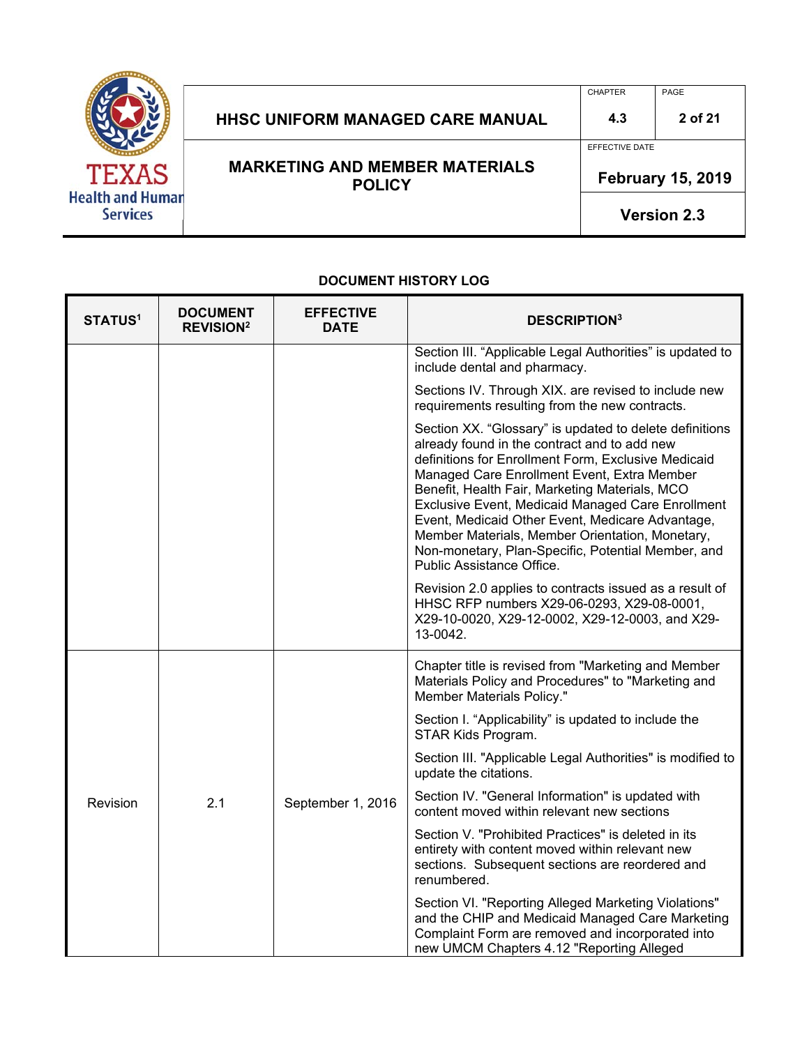**DOCUMENT HISTORY LOG**

| STATUS[1] | DOCUMENT REVISION[2] | EFFECTIVE DATE | DESCRIPTION[3] |
|---|---|---|---|
| | | | Section III. "Applicable Legal Authorities" is updated to include dental and pharmacy.<br><br>Sections IV. Through XIX. are revised to include new requirements resulting from the new contracts.<br><br>Section XX. "Glossary" is updated to delete definitions already found in the contract and to add new definitions for Enrollment Form, Exclusive Medicaid Managed Care Enrollment Event, Extra Member Benefit, Health Fair, Marketing Materials, MCO Exclusive Event, Medicaid Managed Care Enrollment Event, Medicaid Other Event, Medicare Advantage, Member Materials, Member Orientation, Monetary, Non-monetary, Plan-Specific, Potential Member, and Public Assistance Office.<br><br>Revision 2.0 applies to contracts issued as a result of HHSC RFP numbers X29-06-0293, X29-08-0001, X29-10-0020, X29-12-0002, X29-12-0003, and X29-13-0042. |
| Revision | 2.1 | September 1, 2016 | Chapter title is revised from "Marketing and Member Materials Policy and Procedures" to "Marketing and Member Materials Policy."<br><br>Section I. "Applicability" is updated to include the STAR Kids Program.<br><br>Section III. "Applicable Legal Authorities" is modified to update the citations.<br><br>Section IV. "General Information" is updated with content moved within relevant new sections<br><br>Section V. "Prohibited Practices" is deleted in its entirety with content moved within relevant new sections. Subsequent sections are reordered and renumbered.<br><br>Section VI. "Reporting Alleged Marketing Violations" and the CHIP and Medicaid Managed Care Marketing Complaint Form are removed and incorporated into new UMCM Chapters 4.12 "Reporting Alleged |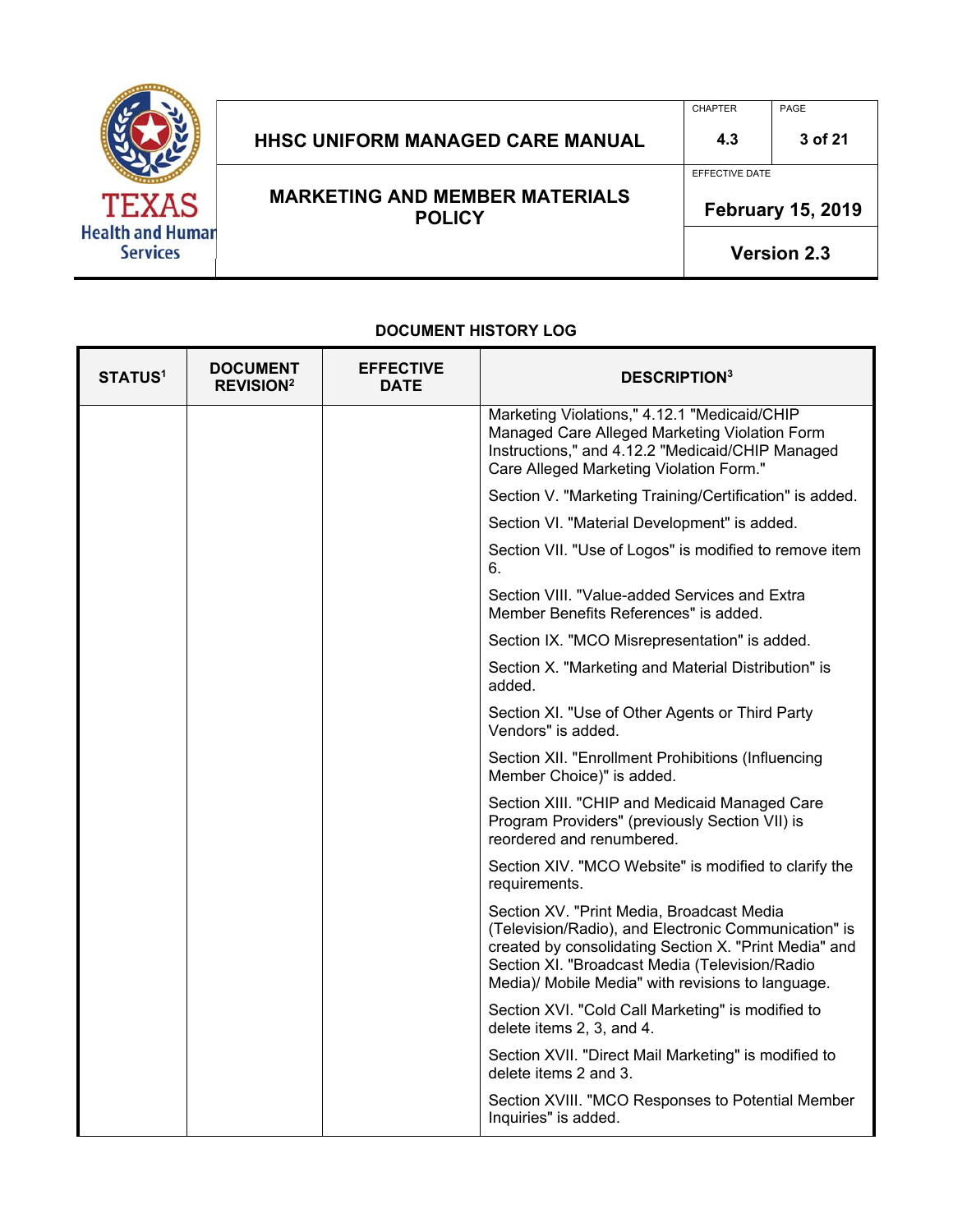**DOCUMENT HISTORY LOG**

| STATUS[1] | DOCUMENT REVISION[2] | EFFECTIVE DATE | DESCRIPTION[3] |
|---|---|---|---|
| | | | Marketing Violations," 4.12.1 "Medicaid/CHIP Managed Care Alleged Marketing Violation Form Instructions," and 4.12.2 "Medicaid/CHIP Managed Care Alleged Marketing Violation Form." |
| | | | Section V. "Marketing Training/Certification" is added. |
| | | | Section VI. "Material Development" is added. |
| | | | Section VII. "Use of Logos" is modified to remove item 6. |
| | | | Section VIII. "Value-added Services and Extra Member Benefits References" is added. |
| | | | Section IX. "MCO Misrepresentation" is added. |
| | | | Section X. "Marketing and Material Distribution" is added. |
| | | | Section XI. "Use of Other Agents or Third Party Vendors" is added. |
| | | | Section XII. "Enrollment Prohibitions (Influencing Member Choice)" is added. |
| | | | Section XIII. "CHIP and Medicaid Managed Care Program Providers" (previously Section VII) is reordered and renumbered. |
| | | | Section XIV. "MCO Website" is modified to clarify the requirements. |
| | | | Section XV. "Print Media, Broadcast Media (Television/Radio), and Electronic Communication" is created by consolidating Section X. "Print Media" and Section XI. "Broadcast Media (Television/Radio Media)/ Mobile Media" with revisions to language. |
| | | | Section XVI. "Cold Call Marketing" is modified to delete items 2, 3, and 4. |
| | | | Section XVII. "Direct Mail Marketing" is modified to delete items 2 and 3. |
| | | | Section XVIII. "MCO Responses to Potential Member Inquiries" is added. |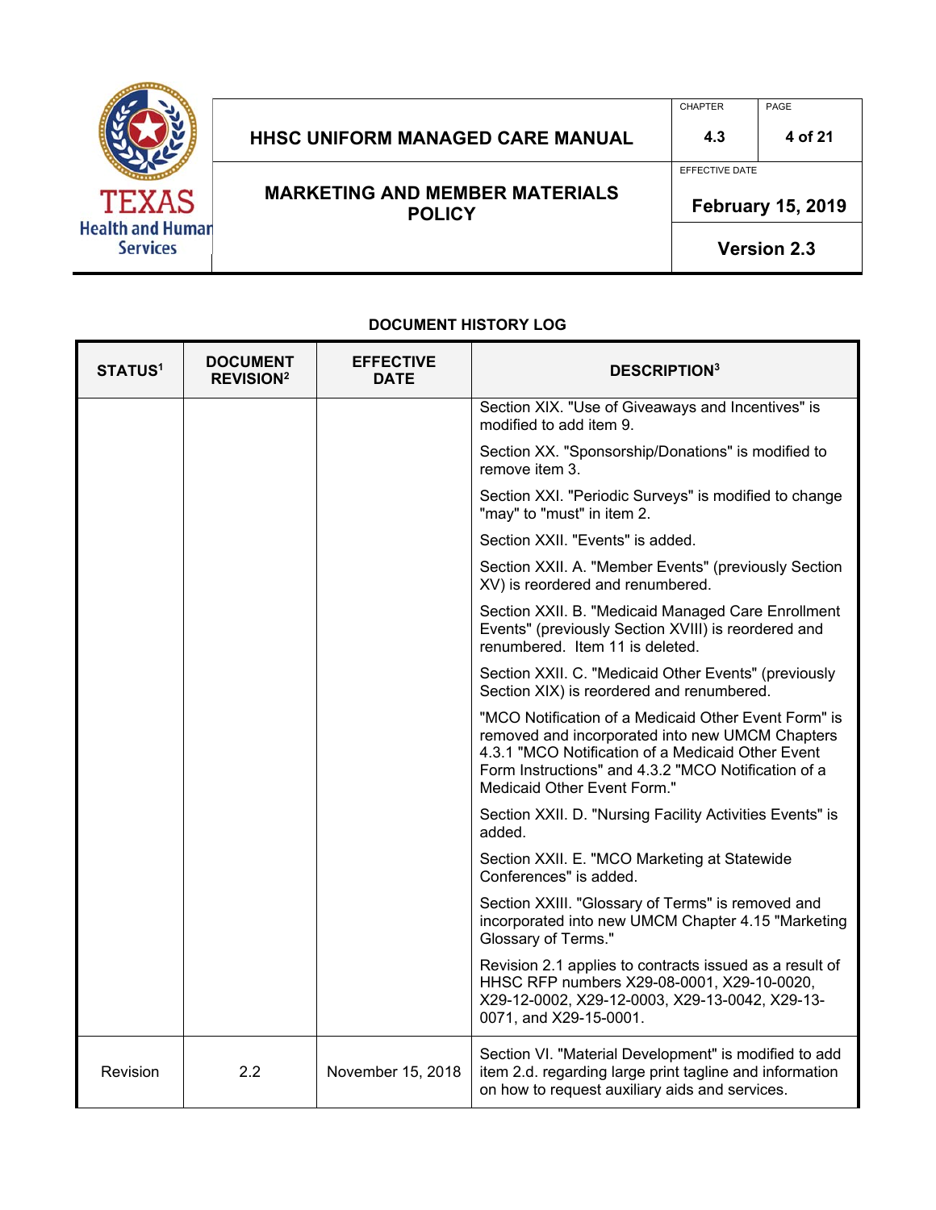**DOCUMENT HISTORY LOG**

| STATUS[1] | DOCUMENT REVISION[2] | EFFECTIVE DATE | DESCRIPTION[3] |
|---|---|---|---|
| | | | Section XIX. "Use of Giveaways and Incentives" is modified to add item 9.<br><br>Section XX. "Sponsorship/Donations" is modified to remove item 3.<br><br>Section XXI. "Periodic Surveys" is modified to change "may" to "must" in item 2.<br><br>Section XXII. "Events" is added.<br><br>Section XXII. A. "Member Events" (previously Section XV) is reordered and renumbered.<br><br>Section XXII. B. "Medicaid Managed Care Enrollment Events" (previously Section XVIII) is reordered and renumbered. Item 11 is deleted.<br><br>Section XXII. C. "Medicaid Other Events" (previously Section XIX) is reordered and renumbered.<br><br>"MCO Notification of a Medicaid Other Event Form" is removed and incorporated into new UMCM Chapters 4.3.1 "MCO Notification of a Medicaid Other Event Form Instructions" and 4.3.2 "MCO Notification of a Medicaid Other Event Form."<br><br>Section XXII. D. "Nursing Facility Activities Events" is added.<br><br>Section XXII. E. "MCO Marketing at Statewide Conferences" is added.<br><br>Section XXIII. "Glossary of Terms" is removed and incorporated into new UMCM Chapter 4.15 "Marketing Glossary of Terms."<br><br>Revision 2.1 applies to contracts issued as a result of HHSC RFP numbers X29-08-0001, X29-10-0020, X29-12-0002, X29-12-0003, X29-13-0042, X29-13-0071, and X29-15-0001. |
| Revision | 2.2 | November 15, 2018 | Section VI. "Material Development" is modified to add item 2.d. regarding large print tagline and information on how to request auxiliary aids and services. |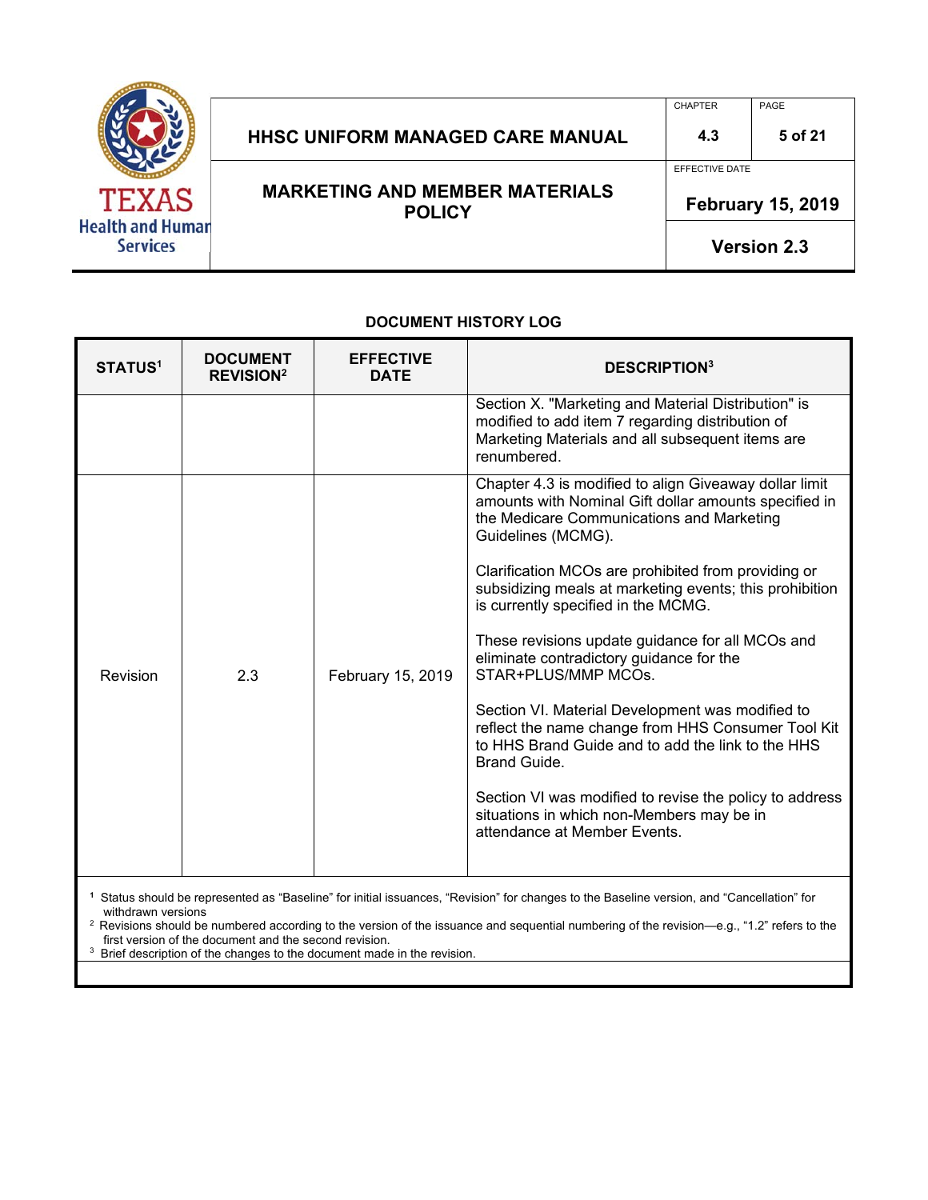## DOCUMENT HISTORY LOG

| STATUS[1] | DOCUMENT REVISION[2] | EFFECTIVE DATE | DESCRIPTION[3] |
|---|---|---|---|
| | | | Section X. "Marketing and Material Distribution" is modified to add item 7 regarding distribution of Marketing Materials and all subsequent items are renumbered. |
| Revision | 2.3 | February 15, 2019 | Chapter 4.3 is modified to align Giveaway dollar limit amounts with Nominal Gift dollar amounts specified in the Medicare Communications and Marketing Guidelines (MCMG).<br><br>Clarification MCOs are prohibited from providing or subsidizing meals at marketing events; this prohibition is currently specified in the MCMG.<br><br>These revisions update guidance for all MCOs and eliminate contradictory guidance for the STAR+PLUS/MMP MCOs.<br><br>Section VI. Material Development was modified to reflect the name change from HHS Consumer Tool Kit to HHS Brand Guide and to add the link to the HHS Brand Guide.<br><br>Section VI was modified to revise the policy to address situations in which non-Members may be in attendance at Member Events. |

[1] Status should be represented as "Baseline" for initial issuances, "Revision" for changes to the Baseline version, and "Cancellation" for withdrawn versions

[2] Revisions should be numbered according to the version of the issuance and sequential numbering of the revision—e.g., "1.2" refers to the first version of the document and the second revision.

[3] Brief description of the changes to the document made in the revision.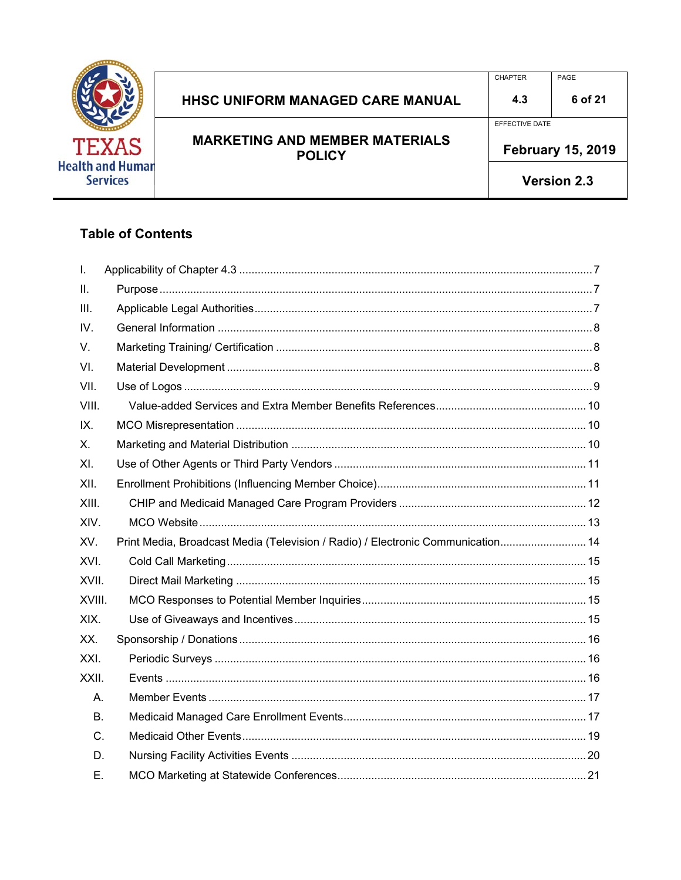## Table of Contents

I. Applicability of Chapter 4.3 .......... 7
II. Purpose .......... 7
III. Applicable Legal Authorities .......... 7
IV. General Information .......... 8
V. Marketing Training/ Certification .......... 8
VI. Material Development .......... 8
VII. Use of Logos .......... 9
VIII. Value-added Services and Extra Member Benefits References .......... 10
IX. MCO Misrepresentation .......... 10
X. Marketing and Material Distribution .......... 10
XI. Use of Other Agents or Third Party Vendors .......... 11
XII. Enrollment Prohibitions (Influencing Member Choice) .......... 11
XIII. CHIP and Medicaid Managed Care Program Providers .......... 12
XIV. MCO Website .......... 13
XV. Print Media, Broadcast Media (Television / Radio) / Electronic Communication .......... 14
XVI. Cold Call Marketing .......... 15
XVII. Direct Mail Marketing .......... 15
XVIII. MCO Responses to Potential Member Inquiries .......... 15
XIX. Use of Giveaways and Incentives .......... 15
XX. Sponsorship / Donations .......... 16
XXI. Periodic Surveys .......... 16
XXII. Events .......... 16
  A. Member Events .......... 17
  B. Medicaid Managed Care Enrollment Events .......... 17
  C. Medicaid Other Events .......... 19
  D. Nursing Facility Activities Events .......... 20
  E. MCO Marketing at Statewide Conferences .......... 21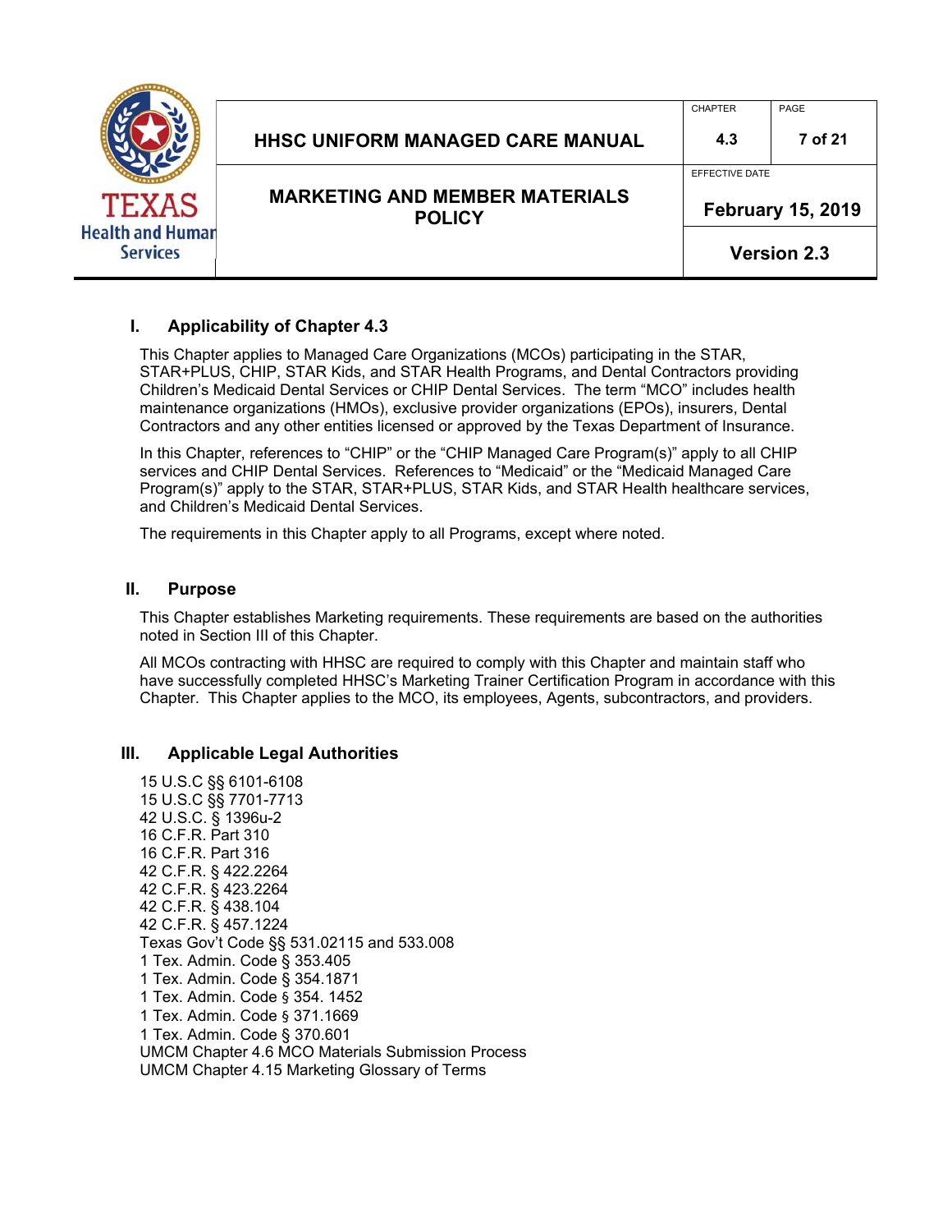## I. Applicability of Chapter 4.3

This Chapter applies to Managed Care Organizations (MCOs) participating in the STAR, STAR+PLUS, CHIP, STAR Kids, and STAR Health Programs, and Dental Contractors providing Children's Medicaid Dental Services or CHIP Dental Services. The term "MCO" includes health maintenance organizations (HMOs), exclusive provider organizations (EPOs), insurers, Dental Contractors and any other entities licensed or approved by the Texas Department of Insurance.

In this Chapter, references to "CHIP" or the "CHIP Managed Care Program(s)" apply to all CHIP services and CHIP Dental Services. References to "Medicaid" or the "Medicaid Managed Care Program(s)" apply to the STAR, STAR+PLUS, STAR Kids, and STAR Health healthcare services, and Children's Medicaid Dental Services.

The requirements in this Chapter apply to all Programs, except where noted.

## II. Purpose

This Chapter establishes Marketing requirements. These requirements are based on the authorities noted in Section III of this Chapter.

All MCOs contracting with HHSC are required to comply with this Chapter and maintain staff who have successfully completed HHSC's Marketing Trainer Certification Program in accordance with this Chapter. This Chapter applies to the MCO, its employees, Agents, subcontractors, and providers.

## III. Applicable Legal Authorities

15 U.S.C §§ 6101-6108
15 U.S.C §§ 7701-7713
42 U.S.C. § 1396u-2
16 C.F.R. Part 310
16 C.F.R. Part 316
42 C.F.R. § 422.2264
42 C.F.R. § 423.2264
42 C.F.R. § 438.104
42 C.F.R. § 457.1224
Texas Gov't Code §§ 531.02115 and 533.008
1 Tex. Admin. Code § 353.405
1 Tex. Admin. Code § 354.1871
1 Tex. Admin. Code § 354. 1452
1 Tex. Admin. Code § 371.1669
1 Tex. Admin. Code § 370.601
UMCM Chapter 4.6 MCO Materials Submission Process
UMCM Chapter 4.15 Marketing Glossary of Terms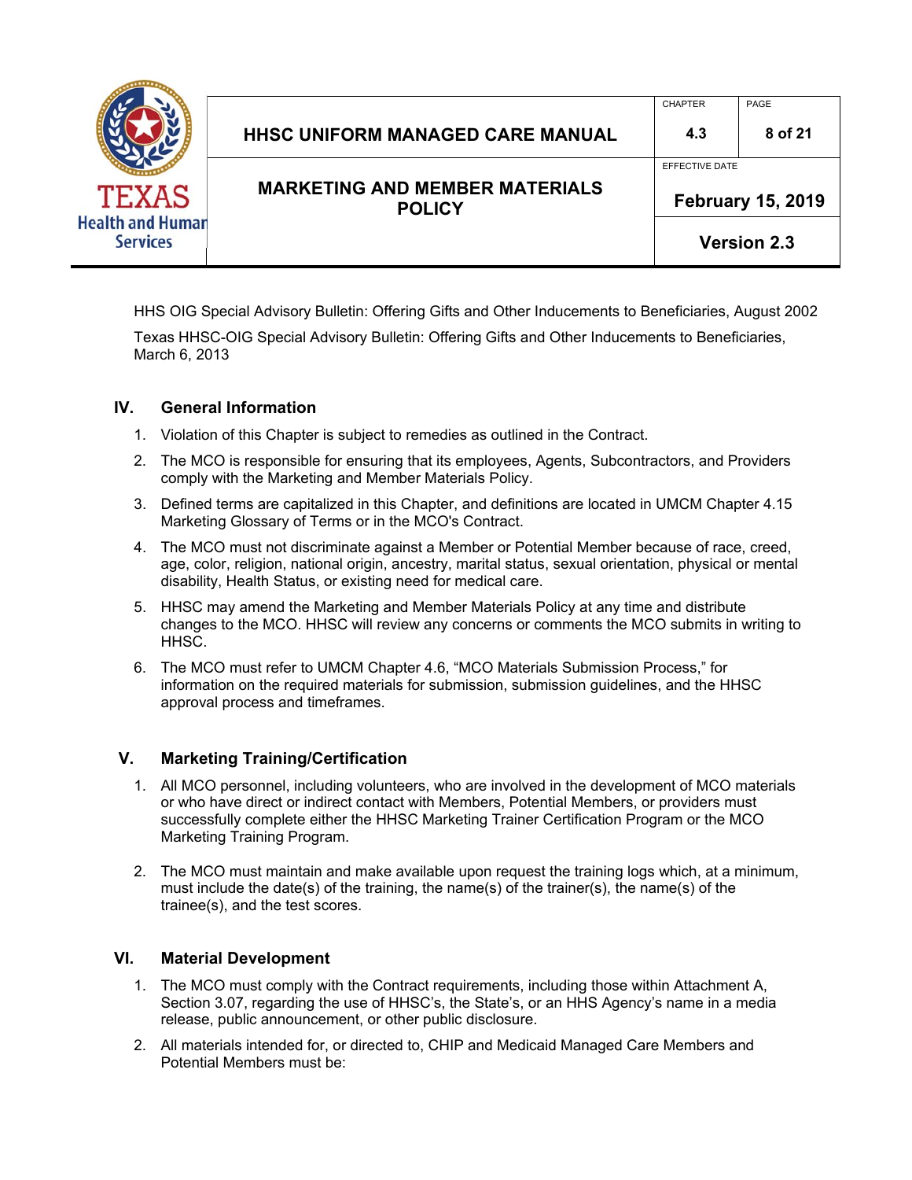HHS OIG Special Advisory Bulletin: Offering Gifts and Other Inducements to Beneficiaries, August 2002

Texas HHSC-OIG Special Advisory Bulletin: Offering Gifts and Other Inducements to Beneficiaries, March 6, 2013

## IV. General Information

1. Violation of this Chapter is subject to remedies as outlined in the Contract.
2. The MCO is responsible for ensuring that its employees, Agents, Subcontractors, and Providers comply with the Marketing and Member Materials Policy.
3. Defined terms are capitalized in this Chapter, and definitions are located in UMCM Chapter 4.15 Marketing Glossary of Terms or in the MCO's Contract.
4. The MCO must not discriminate against a Member or Potential Member because of race, creed, age, color, religion, national origin, ancestry, marital status, sexual orientation, physical or mental disability, Health Status, or existing need for medical care.
5. HHSC may amend the Marketing and Member Materials Policy at any time and distribute changes to the MCO. HHSC will review any concerns or comments the MCO submits in writing to HHSC.
6. The MCO must refer to UMCM Chapter 4.6, "MCO Materials Submission Process," for information on the required materials for submission, submission guidelines, and the HHSC approval process and timeframes.

## V. Marketing Training/Certification

1. All MCO personnel, including volunteers, who are involved in the development of MCO materials or who have direct or indirect contact with Members, Potential Members, or providers must successfully complete either the HHSC Marketing Trainer Certification Program or the MCO Marketing Training Program.
2. The MCO must maintain and make available upon request the training logs which, at a minimum, must include the date(s) of the training, the name(s) of the trainer(s), the name(s) of the trainee(s), and the test scores.

## VI. Material Development

1. The MCO must comply with the Contract requirements, including those within Attachment A, Section 3.07, regarding the use of HHSC's, the State's, or an HHS Agency's name in a media release, public announcement, or other public disclosure.
2. All materials intended for, or directed to, CHIP and Medicaid Managed Care Members and Potential Members must be: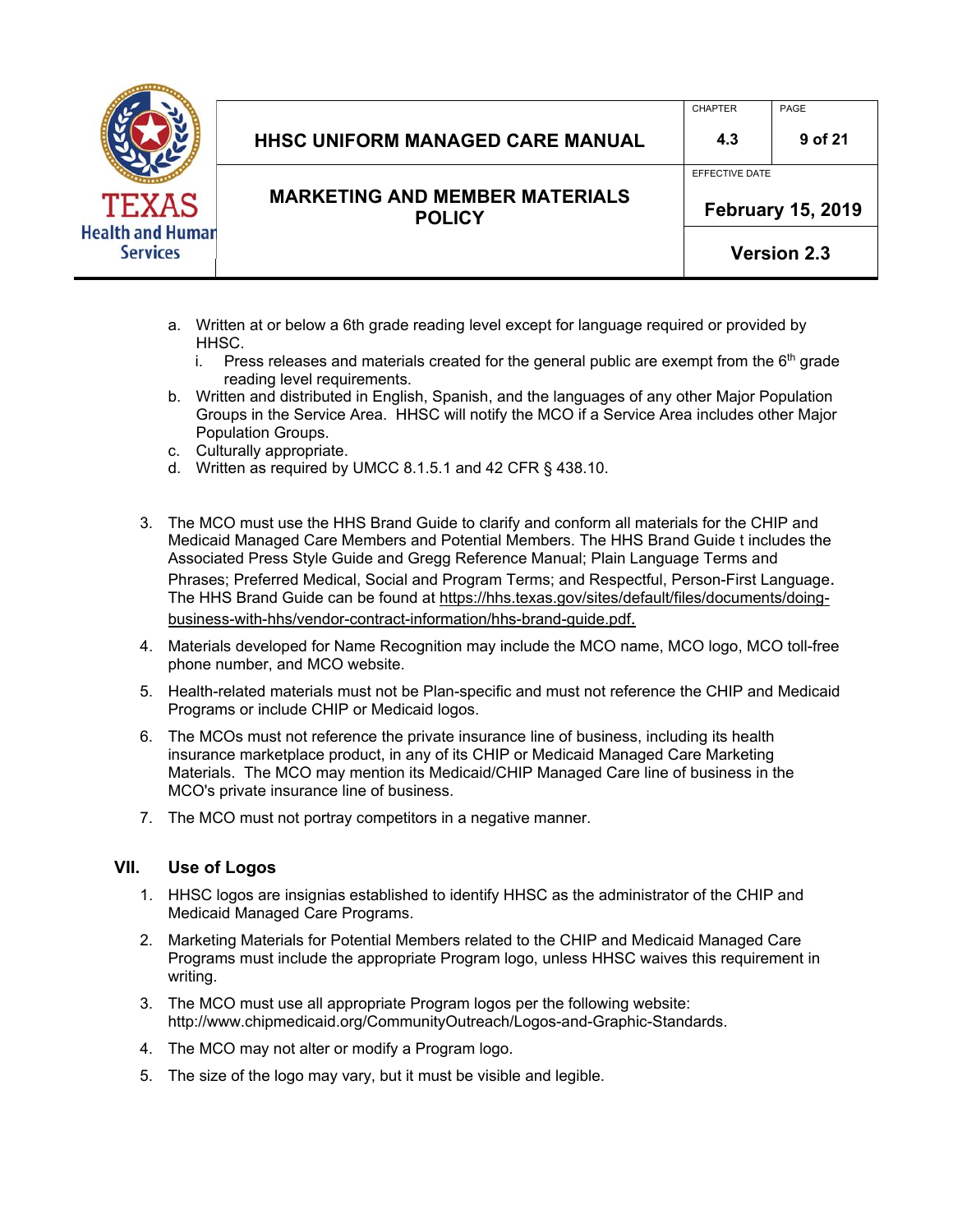a. Written at or below a 6th grade reading level except for language required or provided by HHSC.
   i. Press releases and materials created for the general public are exempt from the 6th grade reading level requirements.

b. Written and distributed in English, Spanish, and the languages of any other Major Population Groups in the Service Area. HHSC will notify the MCO if a Service Area includes other Major Population Groups.

c. Culturally appropriate.

d. Written as required by UMCC 8.1.5.1 and 42 CFR § 438.10.

3. The MCO must use the HHS Brand Guide to clarify and conform all materials for the CHIP and Medicaid Managed Care Members and Potential Members. The HHS Brand Guide t includes the Associated Press Style Guide and Gregg Reference Manual; Plain Language Terms and Phrases; Preferred Medical, Social and Program Terms; and Respectful, Person-First Language. The HHS Brand Guide can be found at https://hhs.texas.gov/sites/default/files/documents/doing-business-with-hhs/vendor-contract-information/hhs-brand-guide.pdf.

4. Materials developed for Name Recognition may include the MCO name, MCO logo, MCO toll-free phone number, and MCO website.

5. Health-related materials must not be Plan-specific and must not reference the CHIP and Medicaid Programs or include CHIP or Medicaid logos.

6. The MCOs must not reference the private insurance line of business, including its health insurance marketplace product, in any of its CHIP or Medicaid Managed Care Marketing Materials. The MCO may mention its Medicaid/CHIP Managed Care line of business in the MCO's private insurance line of business.

7. The MCO must not portray competitors in a negative manner.

## VII. Use of Logos

1. HHSC logos are insignias established to identify HHSC as the administrator of the CHIP and Medicaid Managed Care Programs.

2. Marketing Materials for Potential Members related to the CHIP and Medicaid Managed Care Programs must include the appropriate Program logo, unless HHSC waives this requirement in writing.

3. The MCO must use all appropriate Program logos per the following website: http://www.chipmedicaid.org/CommunityOutreach/Logos-and-Graphic-Standards.

4. The MCO may not alter or modify a Program logo.

5. The size of the logo may vary, but it must be visible and legible.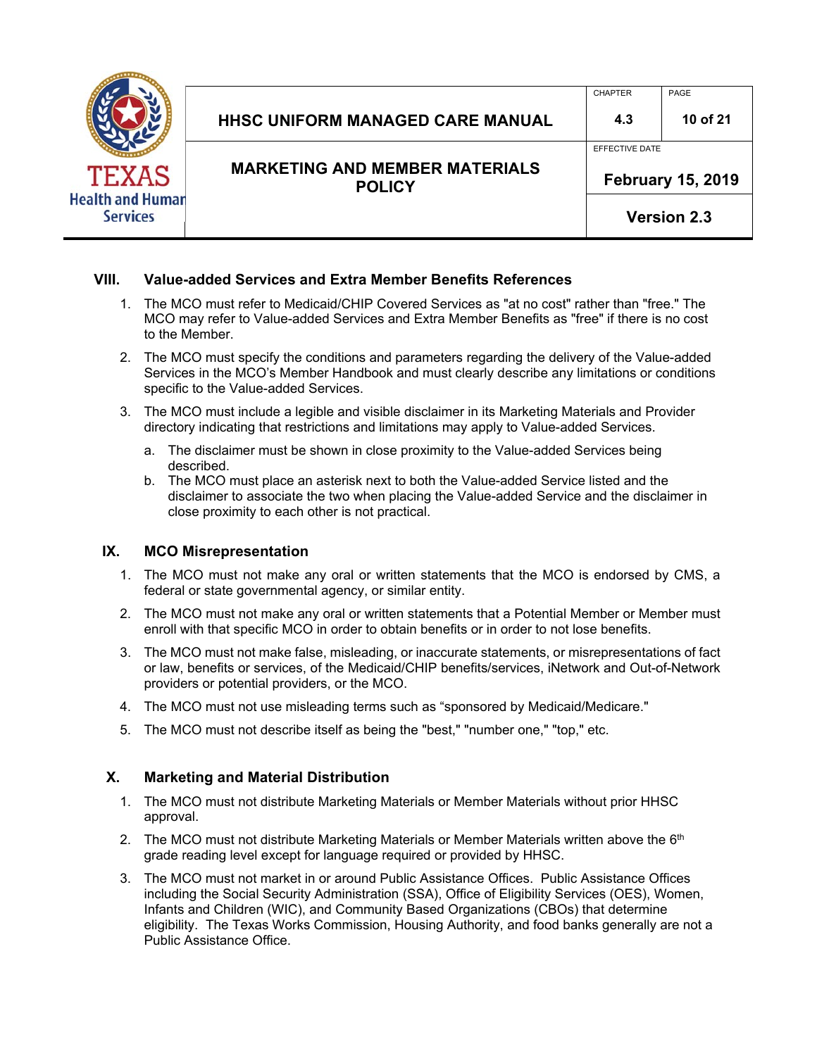## VIII. Value-added Services and Extra Member Benefits References

1. The MCO must refer to Medicaid/CHIP Covered Services as "at no cost" rather than "free." The MCO may refer to Value-added Services and Extra Member Benefits as "free" if there is no cost to the Member.
2. The MCO must specify the conditions and parameters regarding the delivery of the Value-added Services in the MCO's Member Handbook and must clearly describe any limitations or conditions specific to the Value-added Services.
3. The MCO must include a legible and visible disclaimer in its Marketing Materials and Provider directory indicating that restrictions and limitations may apply to Value-added Services.
   a. The disclaimer must be shown in close proximity to the Value-added Services being described.
   b. The MCO must place an asterisk next to both the Value-added Service listed and the disclaimer to associate the two when placing the Value-added Service and the disclaimer in close proximity to each other is not practical.

## IX. MCO Misrepresentation

1. The MCO must not make any oral or written statements that the MCO is endorsed by CMS, a federal or state governmental agency, or similar entity.
2. The MCO must not make any oral or written statements that a Potential Member or Member must enroll with that specific MCO in order to obtain benefits or in order to not lose benefits.
3. The MCO must not make false, misleading, or inaccurate statements, or misrepresentations of fact or law, benefits or services, of the Medicaid/CHIP benefits/services, iNetwork and Out-of-Network providers or potential providers, or the MCO.
4. The MCO must not use misleading terms such as "sponsored by Medicaid/Medicare."
5. The MCO must not describe itself as being the "best," "number one," "top," etc.

## X. Marketing and Material Distribution

1. The MCO must not distribute Marketing Materials or Member Materials without prior HHSC approval.
2. The MCO must not distribute Marketing Materials or Member Materials written above the 6th grade reading level except for language required or provided by HHSC.
3. The MCO must not market in or around Public Assistance Offices. Public Assistance Offices including the Social Security Administration (SSA), Office of Eligibility Services (OES), Women, Infants and Children (WIC), and Community Based Organizations (CBOs) that determine eligibility. The Texas Works Commission, Housing Authority, and food banks generally are not a Public Assistance Office.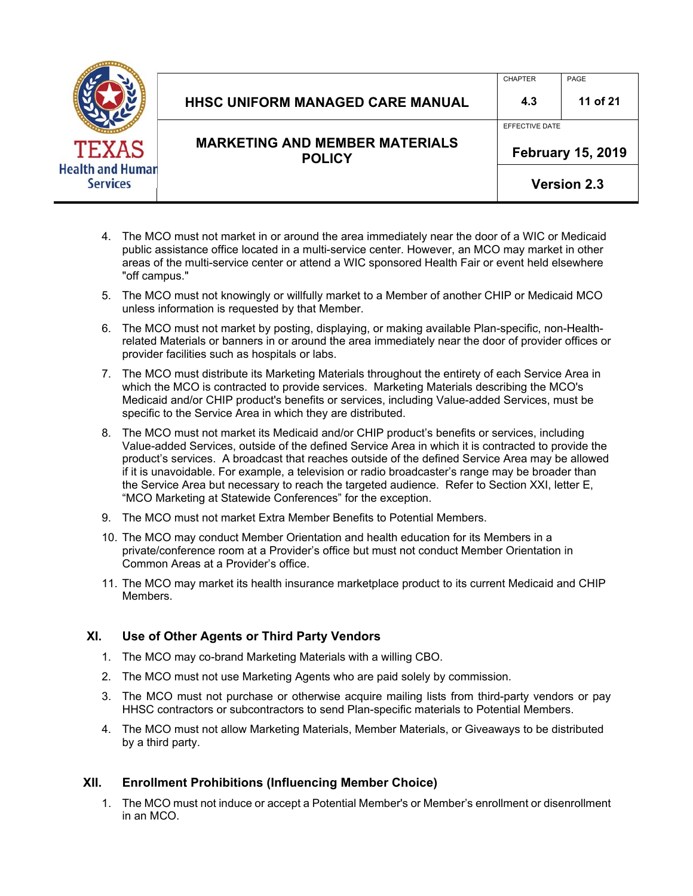4. The MCO must not market in or around the area immediately near the door of a WIC or Medicaid public assistance office located in a multi-service center. However, an MCO may market in other areas of the multi-service center or attend a WIC sponsored Health Fair or event held elsewhere "off campus."
5. The MCO must not knowingly or willfully market to a Member of another CHIP or Medicaid MCO unless information is requested by that Member.
6. The MCO must not market by posting, displaying, or making available Plan-specific, non-Health-related Materials or banners in or around the area immediately near the door of provider offices or provider facilities such as hospitals or labs.
7. The MCO must distribute its Marketing Materials throughout the entirety of each Service Area in which the MCO is contracted to provide services. Marketing Materials describing the MCO's Medicaid and/or CHIP product's benefits or services, including Value-added Services, must be specific to the Service Area in which they are distributed.
8. The MCO must not market its Medicaid and/or CHIP product's benefits or services, including Value-added Services, outside of the defined Service Area in which it is contracted to provide the product's services. A broadcast that reaches outside of the defined Service Area may be allowed if it is unavoidable. For example, a television or radio broadcaster's range may be broader than the Service Area but necessary to reach the targeted audience. Refer to Section XXI, letter E, "MCO Marketing at Statewide Conferences" for the exception.
9. The MCO must not market Extra Member Benefits to Potential Members.
10. The MCO may conduct Member Orientation and health education for its Members in a private/conference room at a Provider's office but must not conduct Member Orientation in Common Areas at a Provider's office.
11. The MCO may market its health insurance marketplace product to its current Medicaid and CHIP Members.

## XI. Use of Other Agents or Third Party Vendors

1. The MCO may co-brand Marketing Materials with a willing CBO.
2. The MCO must not use Marketing Agents who are paid solely by commission.
3. The MCO must not purchase or otherwise acquire mailing lists from third-party vendors or pay HHSC contractors or subcontractors to send Plan-specific materials to Potential Members.
4. The MCO must not allow Marketing Materials, Member Materials, or Giveaways to be distributed by a third party.

## XII. Enrollment Prohibitions (Influencing Member Choice)

1. The MCO must not induce or accept a Potential Member's or Member's enrollment or disenrollment in an MCO.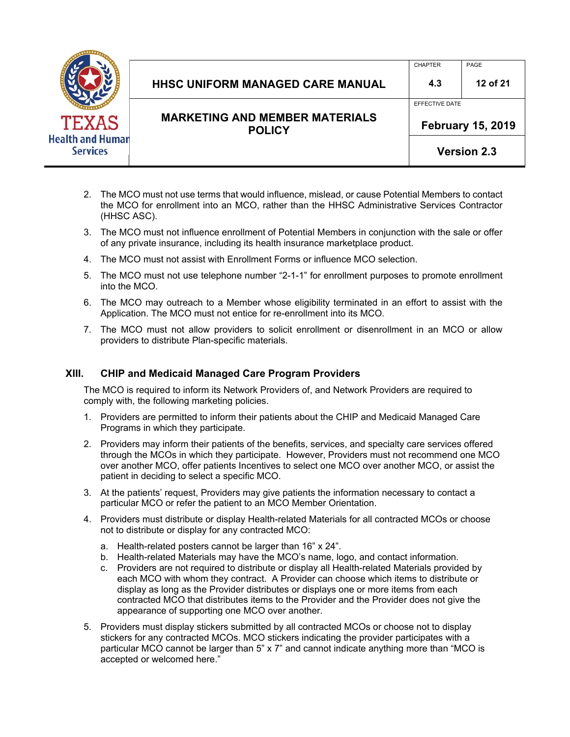2. The MCO must not use terms that would influence, mislead, or cause Potential Members to contact the MCO for enrollment into an MCO, rather than the HHSC Administrative Services Contractor (HHSC ASC).
3. The MCO must not influence enrollment of Potential Members in conjunction with the sale or offer of any private insurance, including its health insurance marketplace product.
4. The MCO must not assist with Enrollment Forms or influence MCO selection.
5. The MCO must not use telephone number "2-1-1" for enrollment purposes to promote enrollment into the MCO.
6. The MCO may outreach to a Member whose eligibility terminated in an effort to assist with the Application. The MCO must not entice for re-enrollment into its MCO.
7. The MCO must not allow providers to solicit enrollment or disenrollment in an MCO or allow providers to distribute Plan-specific materials.

## XIII. CHIP and Medicaid Managed Care Program Providers

The MCO is required to inform its Network Providers of, and Network Providers are required to comply with, the following marketing policies.

1. Providers are permitted to inform their patients about the CHIP and Medicaid Managed Care Programs in which they participate.
2. Providers may inform their patients of the benefits, services, and specialty care services offered through the MCOs in which they participate. However, Providers must not recommend one MCO over another MCO, offer patients Incentives to select one MCO over another MCO, or assist the patient in deciding to select a specific MCO.
3. At the patients' request, Providers may give patients the information necessary to contact a particular MCO or refer the patient to an MCO Member Orientation.
4. Providers must distribute or display Health-related Materials for all contracted MCOs or choose not to distribute or display for any contracted MCO:
   a. Health-related posters cannot be larger than 16" x 24".
   b. Health-related Materials may have the MCO's name, logo, and contact information.
   c. Providers are not required to distribute or display all Health-related Materials provided by each MCO with whom they contract. A Provider can choose which items to distribute or display as long as the Provider distributes or displays one or more items from each contracted MCO that distributes items to the Provider and the Provider does not give the appearance of supporting one MCO over another.
5. Providers must display stickers submitted by all contracted MCOs or choose not to display stickers for any contracted MCOs. MCO stickers indicating the provider participates with a particular MCO cannot be larger than 5" x 7" and cannot indicate anything more than "MCO is accepted or welcomed here."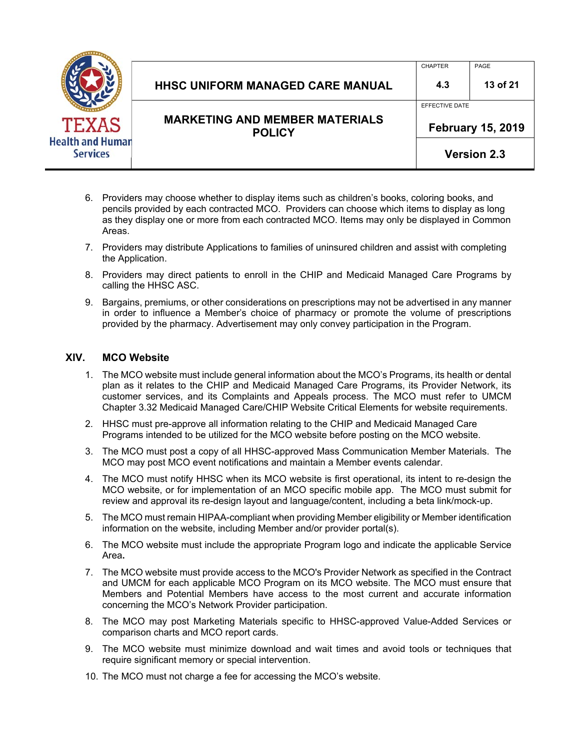6. Providers may choose whether to display items such as children's books, coloring books, and pencils provided by each contracted MCO. Providers can choose which items to display as long as they display one or more from each contracted MCO. Items may only be displayed in Common Areas.
7. Providers may distribute Applications to families of uninsured children and assist with completing the Application.
8. Providers may direct patients to enroll in the CHIP and Medicaid Managed Care Programs by calling the HHSC ASC.
9. Bargains, premiums, or other considerations on prescriptions may not be advertised in any manner in order to influence a Member's choice of pharmacy or promote the volume of prescriptions provided by the pharmacy. Advertisement may only convey participation in the Program.

## XIV. MCO Website

1. The MCO website must include general information about the MCO's Programs, its health or dental plan as it relates to the CHIP and Medicaid Managed Care Programs, its Provider Network, its customer services, and its Complaints and Appeals process. The MCO must refer to UMCM Chapter 3.32 Medicaid Managed Care/CHIP Website Critical Elements for website requirements.
2. HHSC must pre-approve all information relating to the CHIP and Medicaid Managed Care Programs intended to be utilized for the MCO website before posting on the MCO website.
3. The MCO must post a copy of all HHSC-approved Mass Communication Member Materials. The MCO may post MCO event notifications and maintain a Member events calendar.
4. The MCO must notify HHSC when its MCO website is first operational, its intent to re-design the MCO website, or for implementation of an MCO specific mobile app. The MCO must submit for review and approval its re-design layout and language/content, including a beta link/mock-up.
5. The MCO must remain HIPAA-compliant when providing Member eligibility or Member identification information on the website, including Member and/or provider portal(s).
6. The MCO website must include the appropriate Program logo and indicate the applicable Service Area.
7. The MCO website must provide access to the MCO's Provider Network as specified in the Contract and UMCM for each applicable MCO Program on its MCO website. The MCO must ensure that Members and Potential Members have access to the most current and accurate information concerning the MCO's Network Provider participation.
8. The MCO may post Marketing Materials specific to HHSC-approved Value-Added Services or comparison charts and MCO report cards.
9. The MCO website must minimize download and wait times and avoid tools or techniques that require significant memory or special intervention.
10. The MCO must not charge a fee for accessing the MCO's website.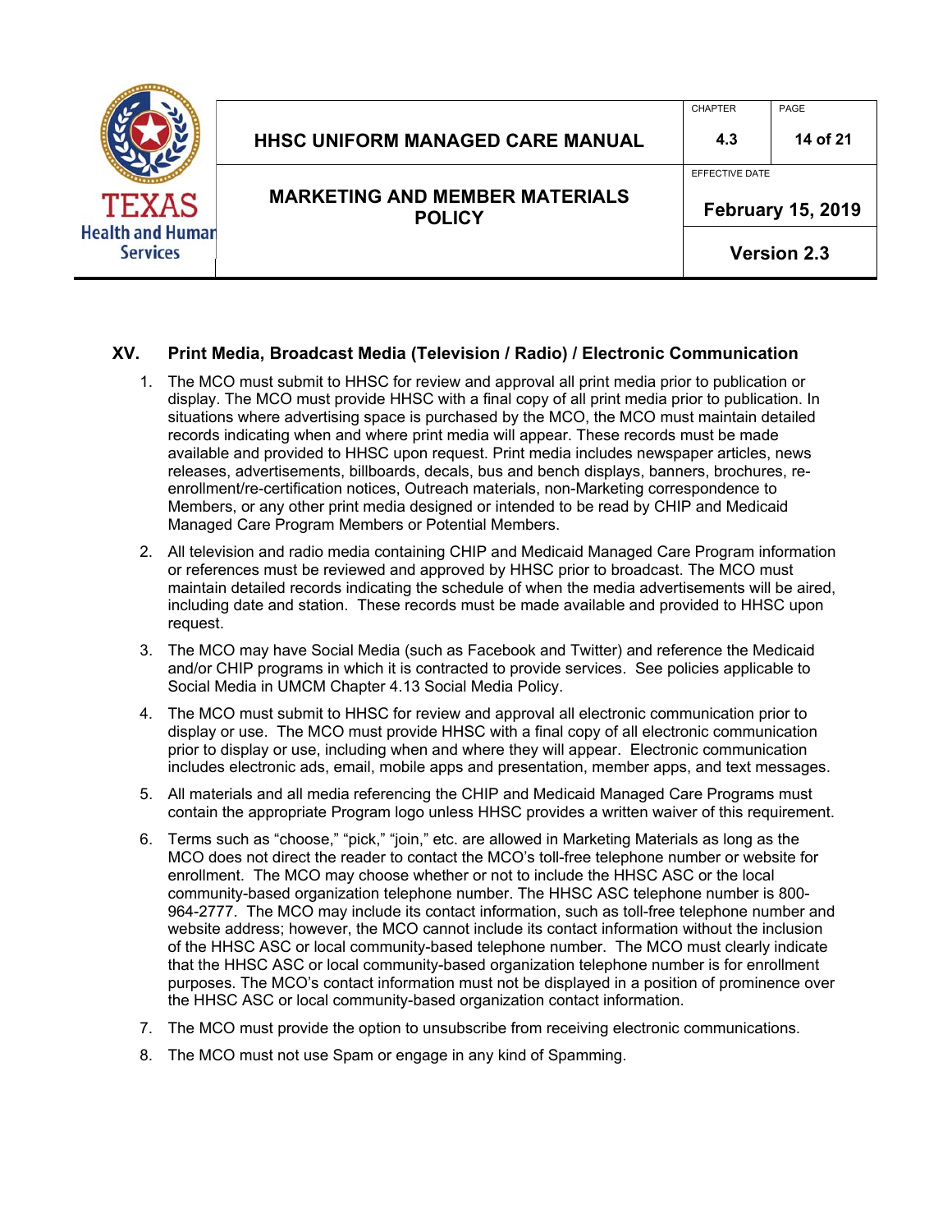## XV. Print Media, Broadcast Media (Television / Radio) / Electronic Communication

1. The MCO must submit to HHSC for review and approval all print media prior to publication or display. The MCO must provide HHSC with a final copy of all print media prior to publication. In situations where advertising space is purchased by the MCO, the MCO must maintain detailed records indicating when and where print media will appear. These records must be made available and provided to HHSC upon request. Print media includes newspaper articles, news releases, advertisements, billboards, decals, bus and bench displays, banners, brochures, re-enrollment/re-certification notices, Outreach materials, non-Marketing correspondence to Members, or any other print media designed or intended to be read by CHIP and Medicaid Managed Care Program Members or Potential Members.

2. All television and radio media containing CHIP and Medicaid Managed Care Program information or references must be reviewed and approved by HHSC prior to broadcast. The MCO must maintain detailed records indicating the schedule of when the media advertisements will be aired, including date and station. These records must be made available and provided to HHSC upon request.

3. The MCO may have Social Media (such as Facebook and Twitter) and reference the Medicaid and/or CHIP programs in which it is contracted to provide services. See policies applicable to Social Media in UMCM Chapter 4.13 Social Media Policy.

4. The MCO must submit to HHSC for review and approval all electronic communication prior to display or use. The MCO must provide HHSC with a final copy of all electronic communication prior to display or use, including when and where they will appear. Electronic communication includes electronic ads, email, mobile apps and presentation, member apps, and text messages.

5. All materials and all media referencing the CHIP and Medicaid Managed Care Programs must contain the appropriate Program logo unless HHSC provides a written waiver of this requirement.

6. Terms such as "choose," "pick," "join," etc. are allowed in Marketing Materials as long as the MCO does not direct the reader to contact the MCO's toll-free telephone number or website for enrollment. The MCO may choose whether or not to include the HHSC ASC or the local community-based organization telephone number. The HHSC ASC telephone number is 800-964-2777. The MCO may include its contact information, such as toll-free telephone number and website address; however, the MCO cannot include its contact information without the inclusion of the HHSC ASC or local community-based telephone number. The MCO must clearly indicate that the HHSC ASC or local community-based organization telephone number is for enrollment purposes. The MCO's contact information must not be displayed in a position of prominence over the HHSC ASC or local community-based organization contact information.

7. The MCO must provide the option to unsubscribe from receiving electronic communications.

8. The MCO must not use Spam or engage in any kind of Spamming.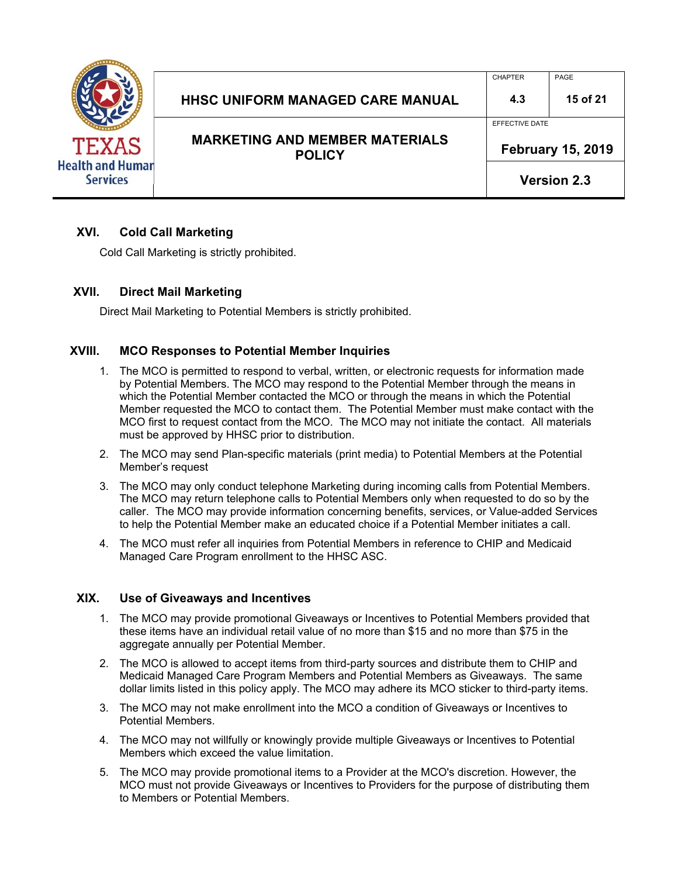## XVI. Cold Call Marketing

Cold Call Marketing is strictly prohibited.

## XVII. Direct Mail Marketing

Direct Mail Marketing to Potential Members is strictly prohibited.

## XVIII. MCO Responses to Potential Member Inquiries

1. The MCO is permitted to respond to verbal, written, or electronic requests for information made by Potential Members. The MCO may respond to the Potential Member through the means in which the Potential Member contacted the MCO or through the means in which the Potential Member requested the MCO to contact them. The Potential Member must make contact with the MCO first to request contact from the MCO. The MCO may not initiate the contact. All materials must be approved by HHSC prior to distribution.
2. The MCO may send Plan-specific materials (print media) to Potential Members at the Potential Member's request
3. The MCO may only conduct telephone Marketing during incoming calls from Potential Members. The MCO may return telephone calls to Potential Members only when requested to do so by the caller. The MCO may provide information concerning benefits, services, or Value-added Services to help the Potential Member make an educated choice if a Potential Member initiates a call.
4. The MCO must refer all inquiries from Potential Members in reference to CHIP and Medicaid Managed Care Program enrollment to the HHSC ASC.

## XIX. Use of Giveaways and Incentives

1. The MCO may provide promotional Giveaways or Incentives to Potential Members provided that these items have an individual retail value of no more than $15 and no more than $75 in the aggregate annually per Potential Member.
2. The MCO is allowed to accept items from third-party sources and distribute them to CHIP and Medicaid Managed Care Program Members and Potential Members as Giveaways. The same dollar limits listed in this policy apply. The MCO may adhere its MCO sticker to third-party items.
3. The MCO may not make enrollment into the MCO a condition of Giveaways or Incentives to Potential Members.
4. The MCO may not willfully or knowingly provide multiple Giveaways or Incentives to Potential Members which exceed the value limitation.
5. The MCO may provide promotional items to a Provider at the MCO's discretion. However, the MCO must not provide Giveaways or Incentives to Providers for the purpose of distributing them to Members or Potential Members.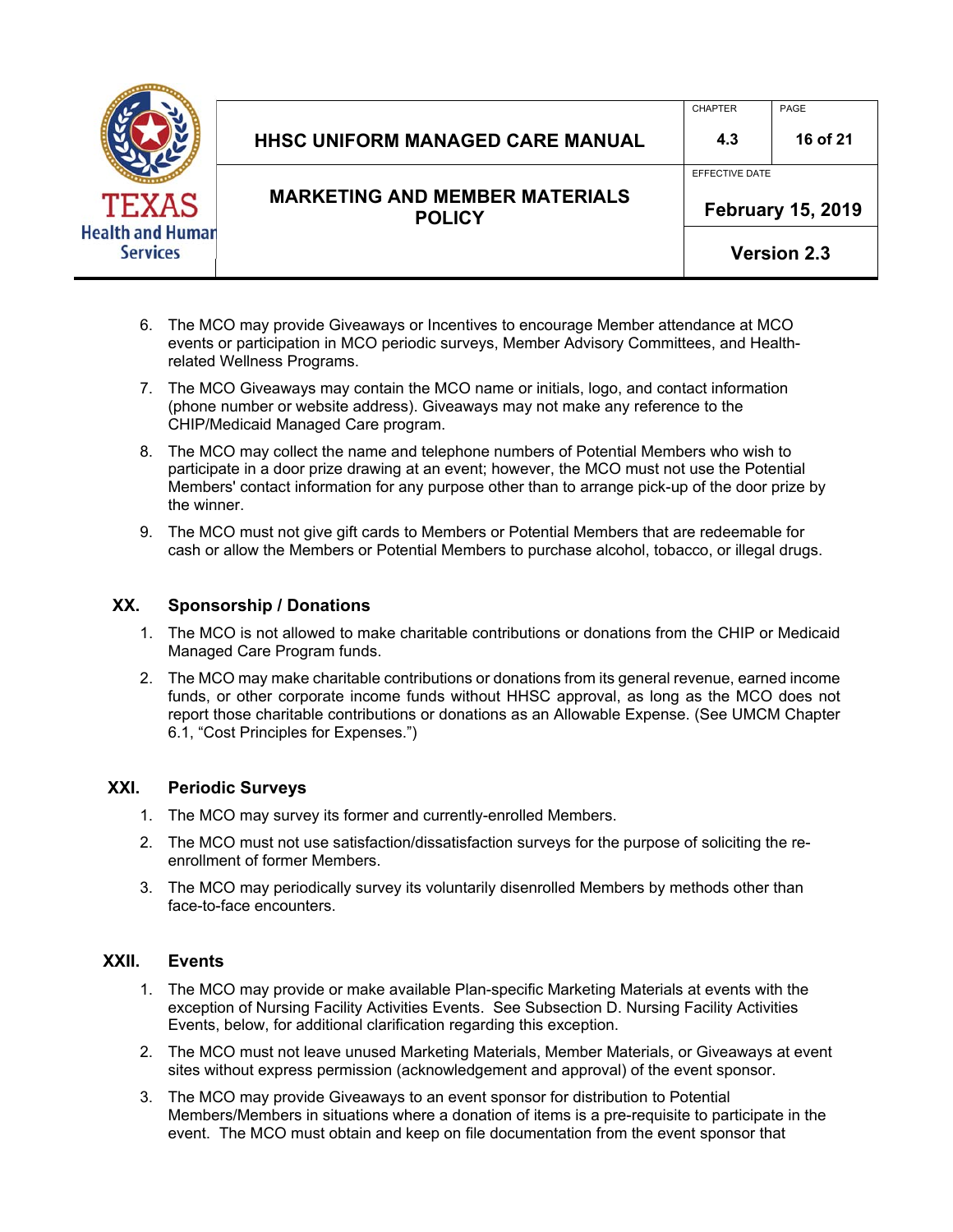6. The MCO may provide Giveaways or Incentives to encourage Member attendance at MCO events or participation in MCO periodic surveys, Member Advisory Committees, and Health-related Wellness Programs.
7. The MCO Giveaways may contain the MCO name or initials, logo, and contact information (phone number or website address). Giveaways may not make any reference to the CHIP/Medicaid Managed Care program.
8. The MCO may collect the name and telephone numbers of Potential Members who wish to participate in a door prize drawing at an event; however, the MCO must not use the Potential Members' contact information for any purpose other than to arrange pick-up of the door prize by the winner.
9. The MCO must not give gift cards to Members or Potential Members that are redeemable for cash or allow the Members or Potential Members to purchase alcohol, tobacco, or illegal drugs.

## XX. Sponsorship / Donations

1. The MCO is not allowed to make charitable contributions or donations from the CHIP or Medicaid Managed Care Program funds.
2. The MCO may make charitable contributions or donations from its general revenue, earned income funds, or other corporate income funds without HHSC approval, as long as the MCO does not report those charitable contributions or donations as an Allowable Expense. (See UMCM Chapter 6.1, "Cost Principles for Expenses.")

## XXI. Periodic Surveys

1. The MCO may survey its former and currently-enrolled Members.
2. The MCO must not use satisfaction/dissatisfaction surveys for the purpose of soliciting the re-enrollment of former Members.
3. The MCO may periodically survey its voluntarily disenrolled Members by methods other than face-to-face encounters.

## XXII. Events

1. The MCO may provide or make available Plan-specific Marketing Materials at events with the exception of Nursing Facility Activities Events. See Subsection D. Nursing Facility Activities Events, below, for additional clarification regarding this exception.
2. The MCO must not leave unused Marketing Materials, Member Materials, or Giveaways at event sites without express permission (acknowledgement and approval) of the event sponsor.
3. The MCO may provide Giveaways to an event sponsor for distribution to Potential Members/Members in situations where a donation of items is a pre-requisite to participate in the event. The MCO must obtain and keep on file documentation from the event sponsor that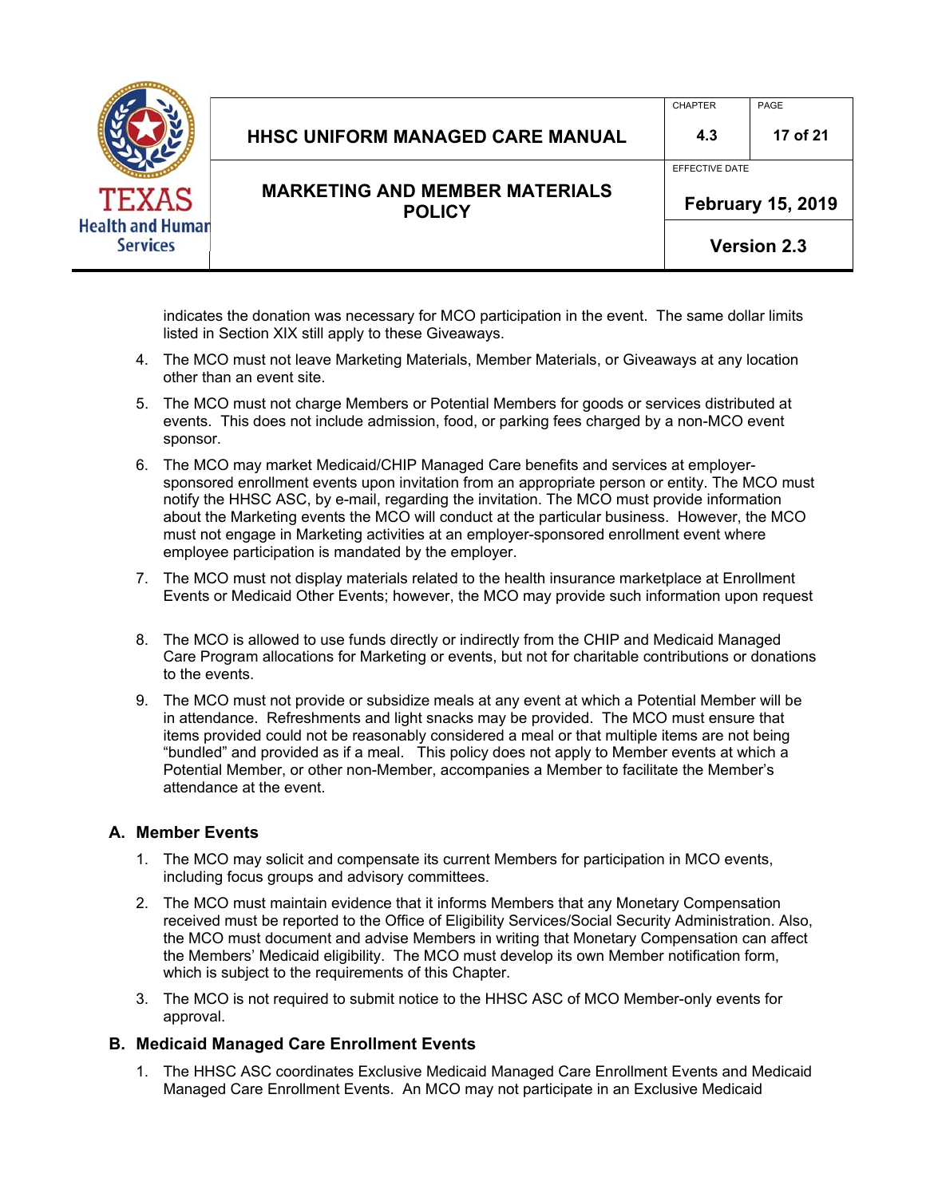indicates the donation was necessary for MCO participation in the event. The same dollar limits listed in Section XIX still apply to these Giveaways.

4. The MCO must not leave Marketing Materials, Member Materials, or Giveaways at any location other than an event site.
5. The MCO must not charge Members or Potential Members for goods or services distributed at events. This does not include admission, food, or parking fees charged by a non-MCO event sponsor.
6. The MCO may market Medicaid/CHIP Managed Care benefits and services at employer-sponsored enrollment events upon invitation from an appropriate person or entity. The MCO must notify the HHSC ASC, by e-mail, regarding the invitation. The MCO must provide information about the Marketing events the MCO will conduct at the particular business. However, the MCO must not engage in Marketing activities at an employer-sponsored enrollment event where employee participation is mandated by the employer.
7. The MCO must not display materials related to the health insurance marketplace at Enrollment Events or Medicaid Other Events; however, the MCO may provide such information upon request
8. The MCO is allowed to use funds directly or indirectly from the CHIP and Medicaid Managed Care Program allocations for Marketing or events, but not for charitable contributions or donations to the events.
9. The MCO must not provide or subsidize meals at any event at which a Potential Member will be in attendance. Refreshments and light snacks may be provided. The MCO must ensure that items provided could not be reasonably considered a meal or that multiple items are not being "bundled" and provided as if a meal. This policy does not apply to Member events at which a Potential Member, or other non-Member, accompanies a Member to facilitate the Member's attendance at the event.

## A. Member Events

1. The MCO may solicit and compensate its current Members for participation in MCO events, including focus groups and advisory committees.
2. The MCO must maintain evidence that it informs Members that any Monetary Compensation received must be reported to the Office of Eligibility Services/Social Security Administration. Also, the MCO must document and advise Members in writing that Monetary Compensation can affect the Members' Medicaid eligibility. The MCO must develop its own Member notification form, which is subject to the requirements of this Chapter.
3. The MCO is not required to submit notice to the HHSC ASC of MCO Member-only events for approval.

## B. Medicaid Managed Care Enrollment Events

1. The HHSC ASC coordinates Exclusive Medicaid Managed Care Enrollment Events and Medicaid Managed Care Enrollment Events. An MCO may not participate in an Exclusive Medicaid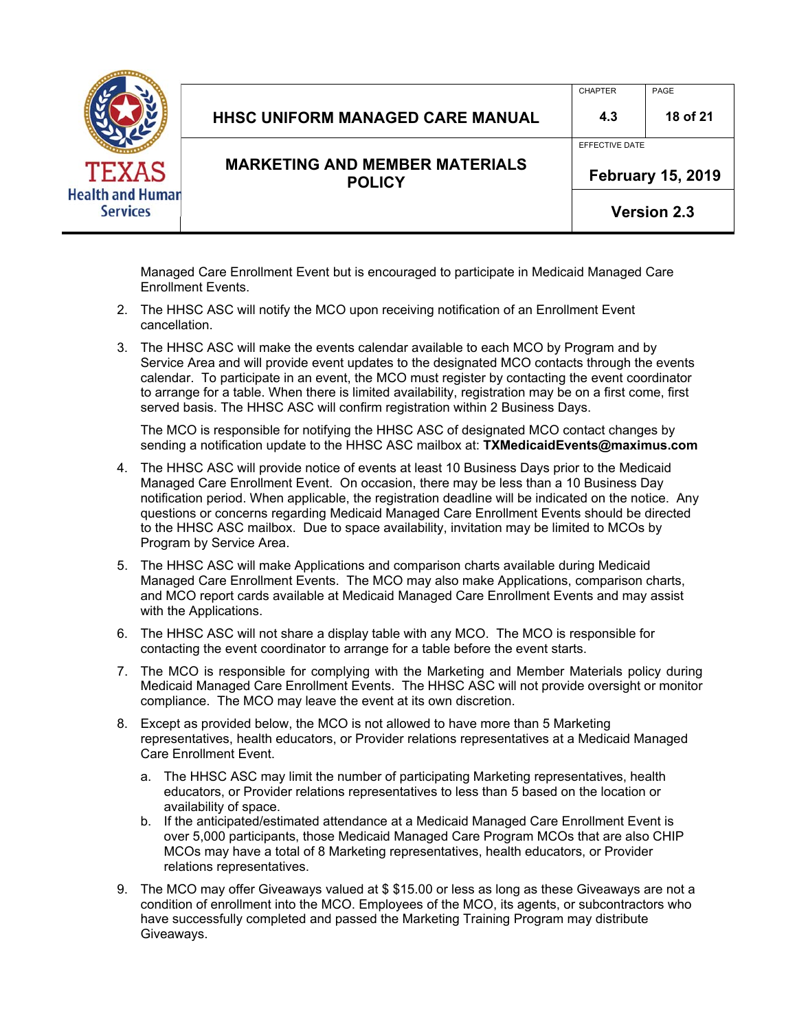Managed Care Enrollment Event but is encouraged to participate in Medicaid Managed Care Enrollment Events.

2. The HHSC ASC will notify the MCO upon receiving notification of an Enrollment Event cancellation.

3. The HHSC ASC will make the events calendar available to each MCO by Program and by Service Area and will provide event updates to the designated MCO contacts through the events calendar. To participate in an event, the MCO must register by contacting the event coordinator to arrange for a table. When there is limited availability, registration may be on a first come, first served basis. The HHSC ASC will confirm registration within 2 Business Days.

   The MCO is responsible for notifying the HHSC ASC of designated MCO contact changes by sending a notification update to the HHSC ASC mailbox at: **TXMedicaidEvents@maximus.com**

4. The HHSC ASC will provide notice of events at least 10 Business Days prior to the Medicaid Managed Care Enrollment Event. On occasion, there may be less than a 10 Business Day notification period. When applicable, the registration deadline will be indicated on the notice. Any questions or concerns regarding Medicaid Managed Care Enrollment Events should be directed to the HHSC ASC mailbox. Due to space availability, invitation may be limited to MCOs by Program by Service Area.

5. The HHSC ASC will make Applications and comparison charts available during Medicaid Managed Care Enrollment Events. The MCO may also make Applications, comparison charts, and MCO report cards available at Medicaid Managed Care Enrollment Events and may assist with the Applications.

6. The HHSC ASC will not share a display table with any MCO. The MCO is responsible for contacting the event coordinator to arrange for a table before the event starts.

7. The MCO is responsible for complying with the Marketing and Member Materials policy during Medicaid Managed Care Enrollment Events. The HHSC ASC will not provide oversight or monitor compliance. The MCO may leave the event at its own discretion.

8. Except as provided below, the MCO is not allowed to have more than 5 Marketing representatives, health educators, or Provider relations representatives at a Medicaid Managed Care Enrollment Event.

   a. The HHSC ASC may limit the number of participating Marketing representatives, health educators, or Provider relations representatives to less than 5 based on the location or availability of space.
   b. If the anticipated/estimated attendance at a Medicaid Managed Care Enrollment Event is over 5,000 participants, those Medicaid Managed Care Program MCOs that are also CHIP MCOs may have a total of 8 Marketing representatives, health educators, or Provider relations representatives.

9. The MCO may offer Giveaways valued at $ $15.00 or less as long as these Giveaways are not a condition of enrollment into the MCO. Employees of the MCO, its agents, or subcontractors who have successfully completed and passed the Marketing Training Program may distribute Giveaways.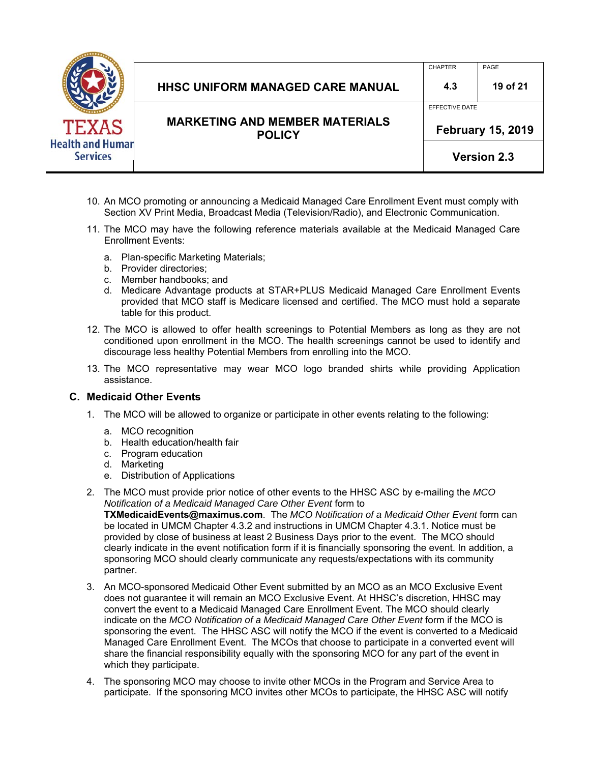10. An MCO promoting or announcing a Medicaid Managed Care Enrollment Event must comply with Section XV Print Media, Broadcast Media (Television/Radio), and Electronic Communication.

11. The MCO may have the following reference materials available at the Medicaid Managed Care Enrollment Events:

    a. Plan-specific Marketing Materials;
    b. Provider directories;
    c. Member handbooks; and
    d. Medicare Advantage products at STAR+PLUS Medicaid Managed Care Enrollment Events provided that MCO staff is Medicare licensed and certified. The MCO must hold a separate table for this product.

12. The MCO is allowed to offer health screenings to Potential Members as long as they are not conditioned upon enrollment in the MCO. The health screenings cannot be used to identify and discourage less healthy Potential Members from enrolling into the MCO.

13. The MCO representative may wear MCO logo branded shirts while providing Application assistance.

### C. Medicaid Other Events

1. The MCO will be allowed to organize or participate in other events relating to the following:

    a. MCO recognition
    b. Health education/health fair
    c. Program education
    d. Marketing
    e. Distribution of Applications

2. The MCO must provide prior notice of other events to the HHSC ASC by e-mailing the *MCO Notification of a Medicaid Managed Care Other Event* form to **TXMedicaidEvents@maximus.com**. The *MCO Notification of a Medicaid Other Event* form can be located in UMCM Chapter 4.3.2 and instructions in UMCM Chapter 4.3.1. Notice must be provided by close of business at least 2 Business Days prior to the event. The MCO should clearly indicate in the event notification form if it is financially sponsoring the event. In addition, a sponsoring MCO should clearly communicate any requests/expectations with its community partner.

3. An MCO-sponsored Medicaid Other Event submitted by an MCO as an MCO Exclusive Event does not guarantee it will remain an MCO Exclusive Event. At HHSC's discretion, HHSC may convert the event to a Medicaid Managed Care Enrollment Event. The MCO should clearly indicate on the *MCO Notification of a Medicaid Managed Care Other Event* form if the MCO is sponsoring the event. The HHSC ASC will notify the MCO if the event is converted to a Medicaid Managed Care Enrollment Event. The MCOs that choose to participate in a converted event will share the financial responsibility equally with the sponsoring MCO for any part of the event in which they participate.

4. The sponsoring MCO may choose to invite other MCOs in the Program and Service Area to participate. If the sponsoring MCO invites other MCOs to participate, the HHSC ASC will notify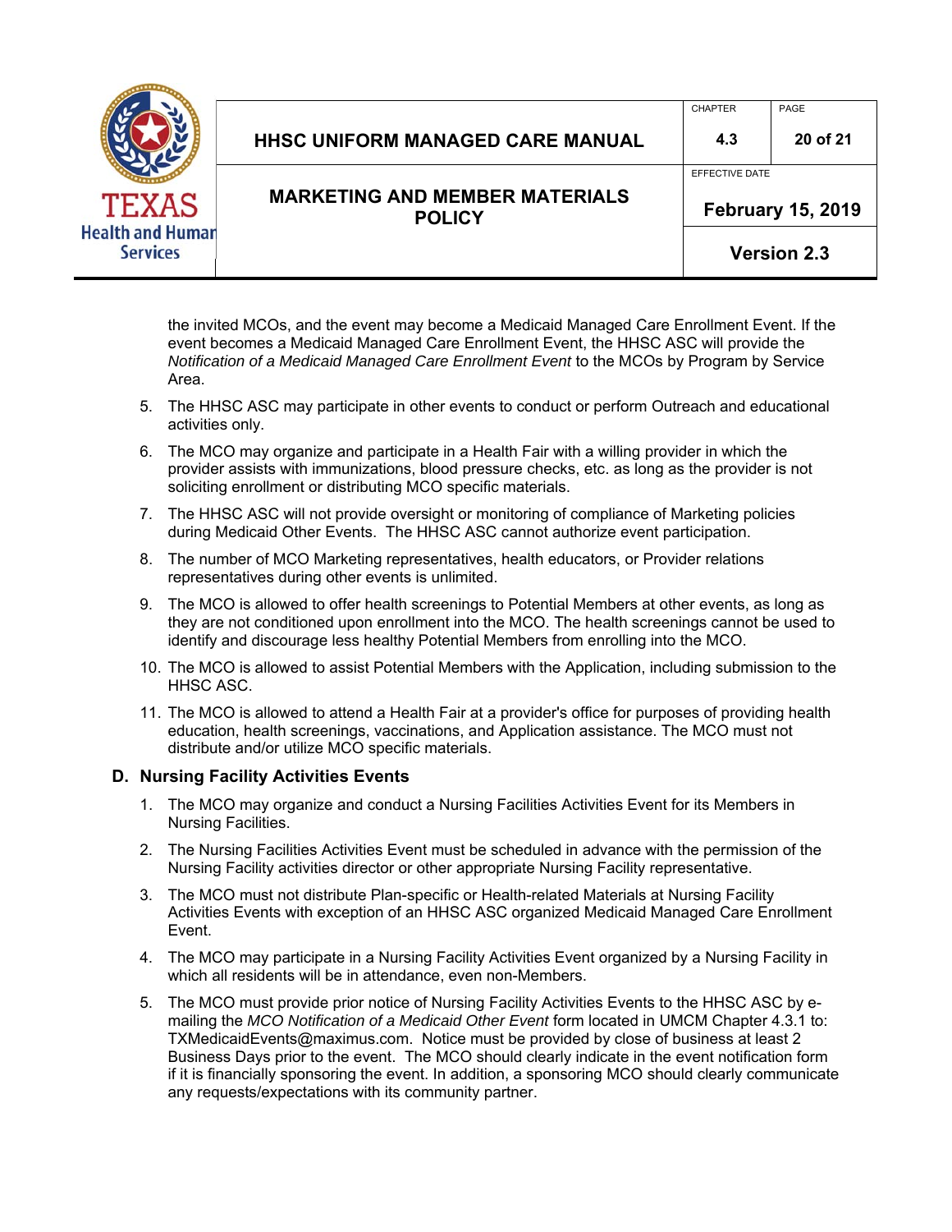the invited MCOs, and the event may become a Medicaid Managed Care Enrollment Event. If the event becomes a Medicaid Managed Care Enrollment Event, the HHSC ASC will provide the *Notification of a Medicaid Managed Care Enrollment Event* to the MCOs by Program by Service Area.

5. The HHSC ASC may participate in other events to conduct or perform Outreach and educational activities only.
6. The MCO may organize and participate in a Health Fair with a willing provider in which the provider assists with immunizations, blood pressure checks, etc. as long as the provider is not soliciting enrollment or distributing MCO specific materials.
7. The HHSC ASC will not provide oversight or monitoring of compliance of Marketing policies during Medicaid Other Events. The HHSC ASC cannot authorize event participation.
8. The number of MCO Marketing representatives, health educators, or Provider relations representatives during other events is unlimited.
9. The MCO is allowed to offer health screenings to Potential Members at other events, as long as they are not conditioned upon enrollment into the MCO. The health screenings cannot be used to identify and discourage less healthy Potential Members from enrolling into the MCO.
10. The MCO is allowed to assist Potential Members with the Application, including submission to the HHSC ASC.
11. The MCO is allowed to attend a Health Fair at a provider's office for purposes of providing health education, health screenings, vaccinations, and Application assistance. The MCO must not distribute and/or utilize MCO specific materials.

## D. Nursing Facility Activities Events

1. The MCO may organize and conduct a Nursing Facilities Activities Event for its Members in Nursing Facilities.
2. The Nursing Facilities Activities Event must be scheduled in advance with the permission of the Nursing Facility activities director or other appropriate Nursing Facility representative.
3. The MCO must not distribute Plan-specific or Health-related Materials at Nursing Facility Activities Events with exception of an HHSC ASC organized Medicaid Managed Care Enrollment Event.
4. The MCO may participate in a Nursing Facility Activities Event organized by a Nursing Facility in which all residents will be in attendance, even non-Members.
5. The MCO must provide prior notice of Nursing Facility Activities Events to the HHSC ASC by e-mailing the *MCO Notification of a Medicaid Other Event* form located in UMCM Chapter 4.3.1 to: TXMedicaidEvents@maximus.com. Notice must be provided by close of business at least 2 Business Days prior to the event. The MCO should clearly indicate in the event notification form if it is financially sponsoring the event. In addition, a sponsoring MCO should clearly communicate any requests/expectations with its community partner.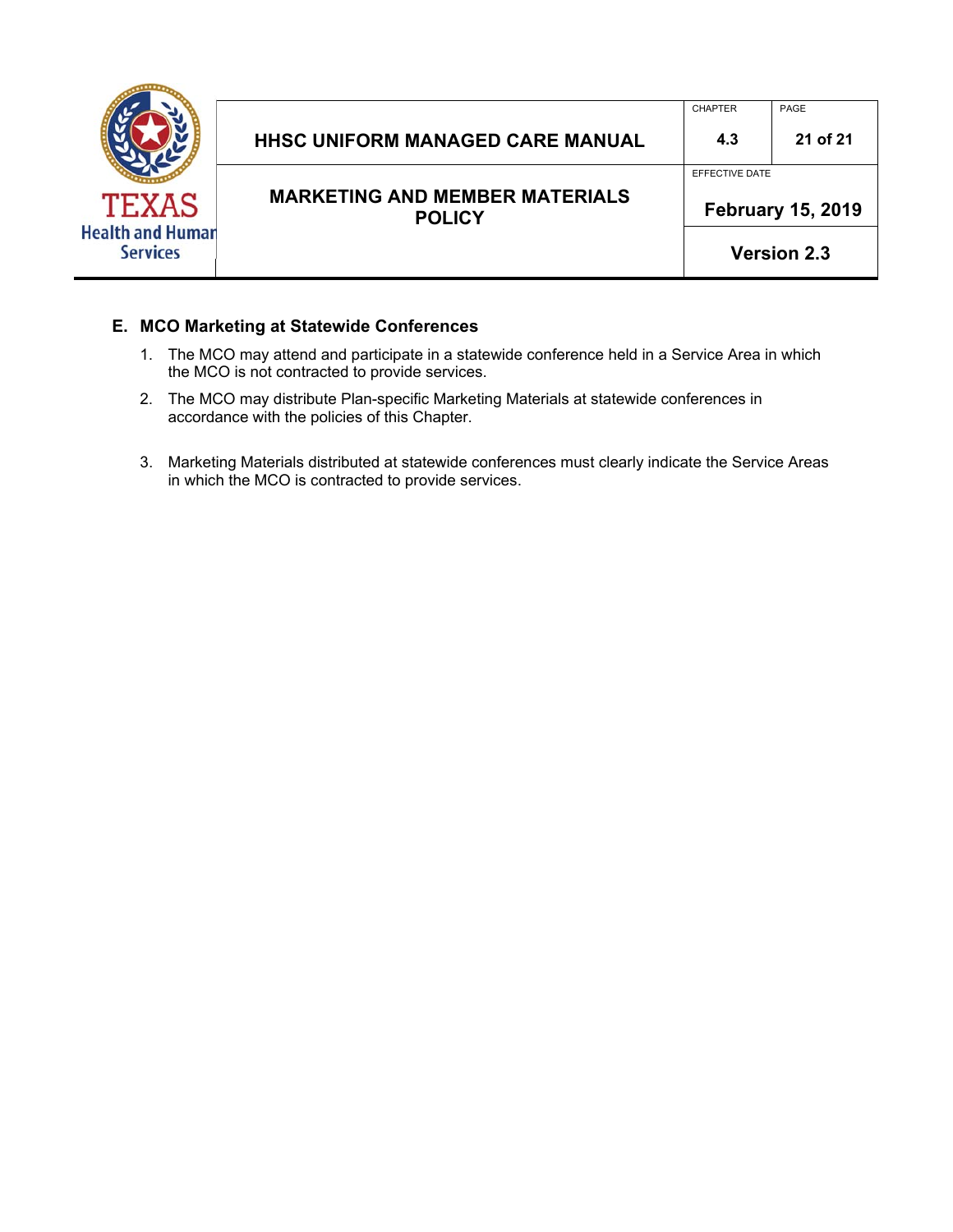### E. MCO Marketing at Statewide Conferences

1. The MCO may attend and participate in a statewide conference held in a Service Area in which the MCO is not contracted to provide services.
2. The MCO may distribute Plan-specific Marketing Materials at statewide conferences in accordance with the policies of this Chapter.
3. Marketing Materials distributed at statewide conferences must clearly indicate the Service Areas in which the MCO is contracted to provide services.